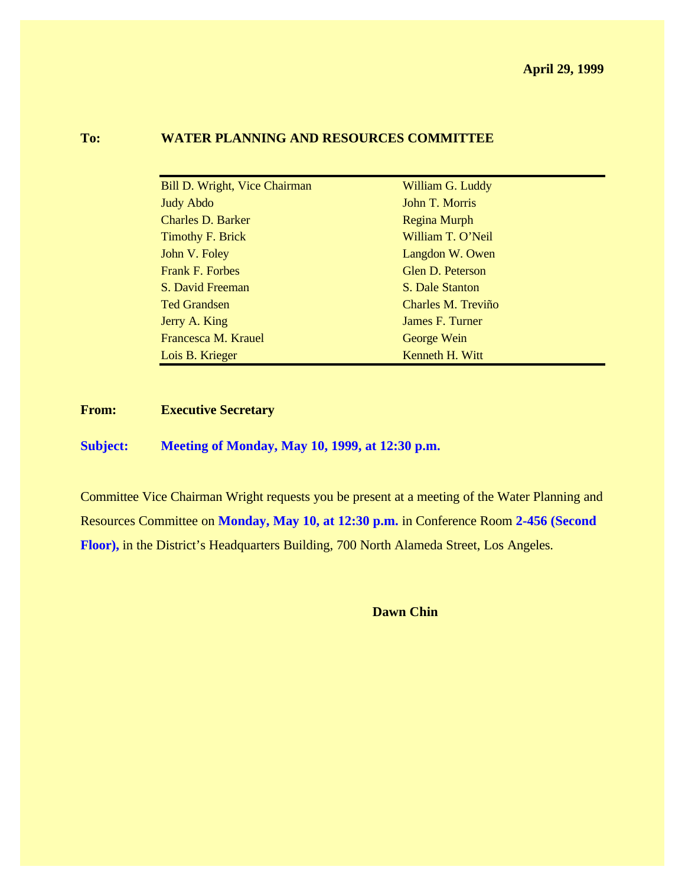**April 29, 1999**

**To:** **WATER PLANNING AND RESOURCES COMMITTEE**

| | |
|---|---|
| Bill D. Wright, Vice Chairman | William G. Luddy |
| Judy Abdo | John T. Morris |
| Charles D. Barker | Regina Murph |
| Timothy F. Brick | William T. O’Neil |
| John V. Foley | Langdon W. Owen |
| Frank F. Forbes | Glen D. Peterson |
| S. David Freeman | S. Dale Stanton |
| Ted Grandsen | Charles M. Treviño |
| Jerry A. King | James F. Turner |
| Francesca M. Krauel | George Wein |
| Lois B. Krieger | Kenneth H. Witt |

**From:** **Executive Secretary**

**Subject:** **Meeting of Monday, May 10, 1999, at 12:30 p.m.**

Committee Vice Chairman Wright requests you be present at a meeting of the Water Planning and Resources Committee on **Monday, May 10, at 12:30 p.m.** in Conference Room **2-456 (Second Floor),** in the District’s Headquarters Building, 700 North Alameda Street, Los Angeles.

**Dawn Chin**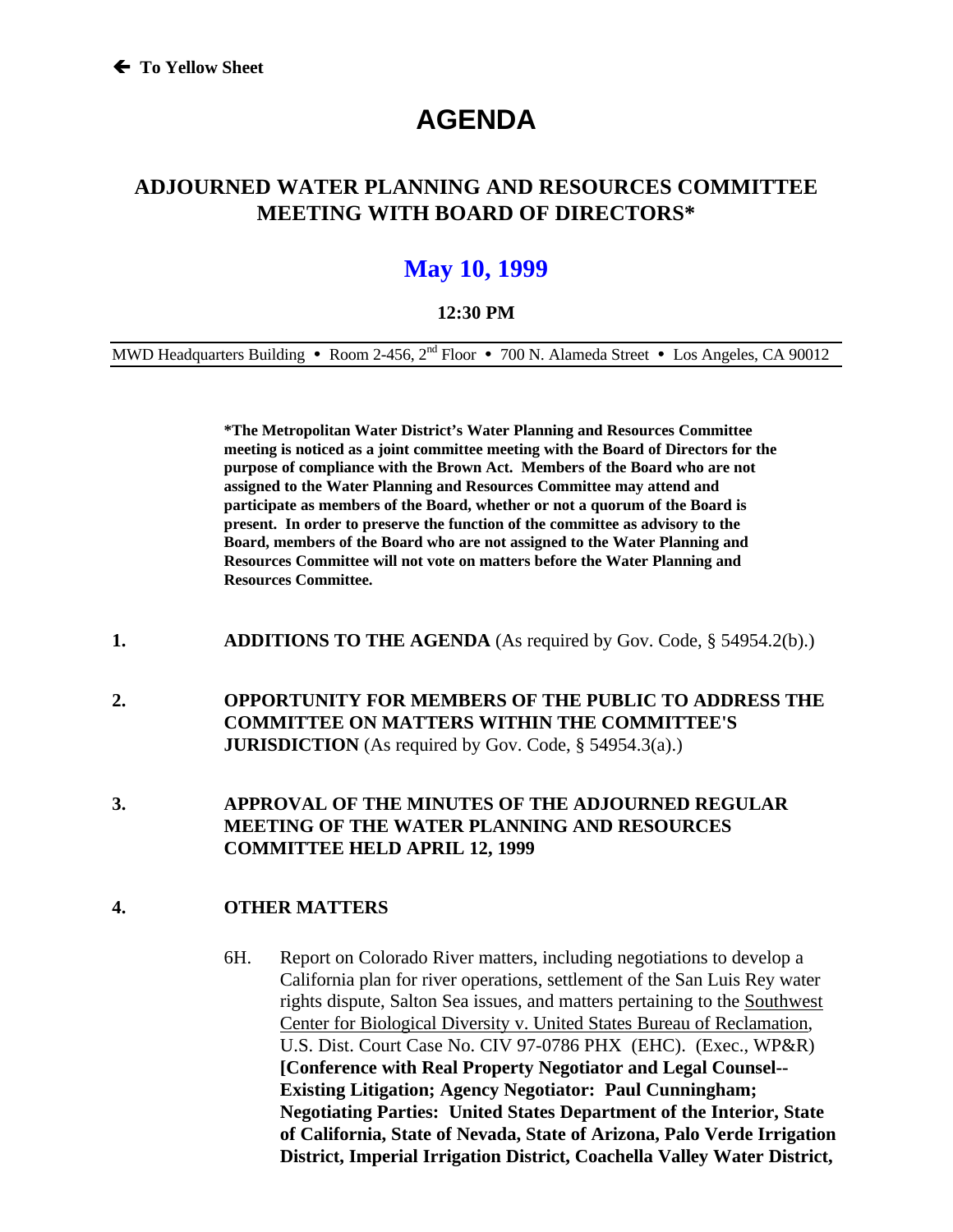← To Yellow Sheet

# AGENDA

## ADJOURNED WATER PLANNING AND RESOURCES COMMITTEE MEETING WITH BOARD OF DIRECTORS*

## May 10, 1999

**12:30 PM**

MWD Headquarters Building • Room 2-456, 2nd Floor • 700 N. Alameda Street • Los Angeles, CA 90012

**\*The Metropolitan Water District's Water Planning and Resources Committee meeting is noticed as a joint committee meeting with the Board of Directors for the purpose of compliance with the Brown Act. Members of the Board who are not assigned to the Water Planning and Resources Committee may attend and participate as members of the Board, whether or not a quorum of the Board is present. In order to preserve the function of the committee as advisory to the Board, members of the Board who are not assigned to the Water Planning and Resources Committee will not vote on matters before the Water Planning and Resources Committee.**

**1. ADDITIONS TO THE AGENDA** (As required by Gov. Code, § 54954.2(b).)

**2. OPPORTUNITY FOR MEMBERS OF THE PUBLIC TO ADDRESS THE COMMITTEE ON MATTERS WITHIN THE COMMITTEE'S JURISDICTION** (As required by Gov. Code, § 54954.3(a).)

**3. APPROVAL OF THE MINUTES OF THE ADJOURNED REGULAR MEETING OF THE WATER PLANNING AND RESOURCES COMMITTEE HELD APRIL 12, 1999**

**4. OTHER MATTERS**

6H. Report on Colorado River matters, including negotiations to develop a California plan for river operations, settlement of the San Luis Rey water rights dispute, Salton Sea issues, and matters pertaining to the Southwest Center for Biological Diversity v. United States Bureau of Reclamation, U.S. Dist. Court Case No. CIV 97-0786 PHX (EHC). (Exec., WP&R) **[Conference with Real Property Negotiator and Legal Counsel--Existing Litigation; Agency Negotiator: Paul Cunningham; Negotiating Parties: United States Department of the Interior, State of California, State of Nevada, State of Arizona, Palo Verde Irrigation District, Imperial Irrigation District, Coachella Valley Water District,**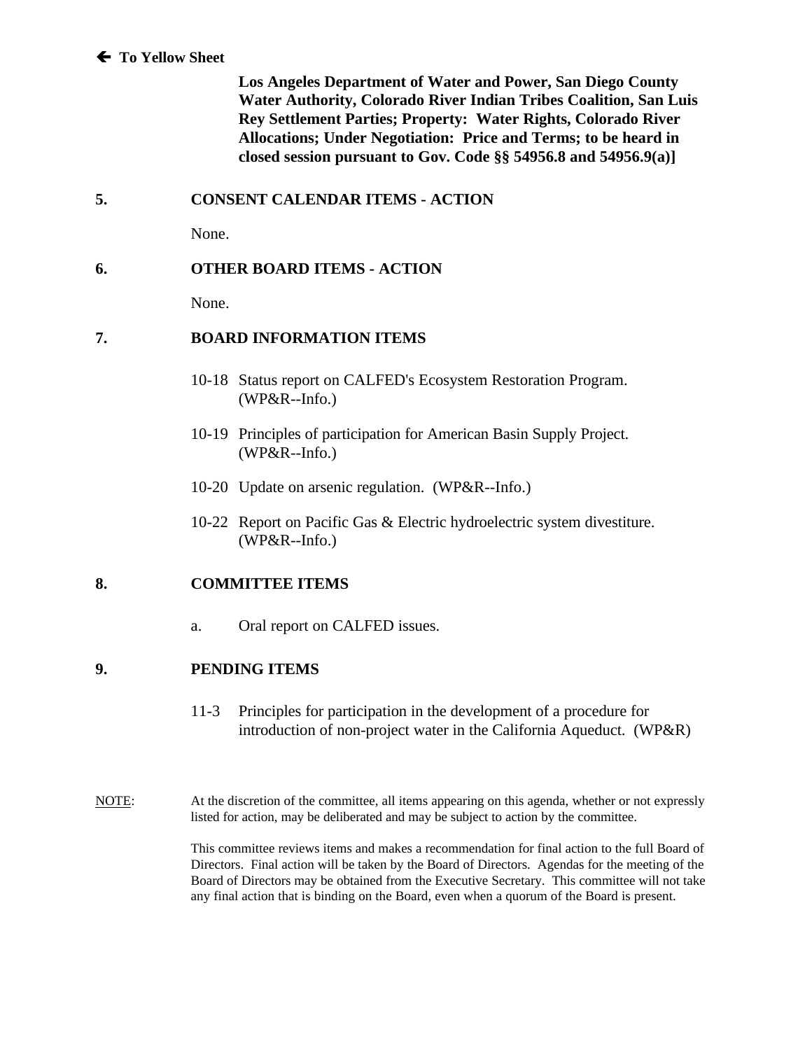🡐 **To Yellow Sheet**

**Los Angeles Department of Water and Power, San Diego County Water Authority, Colorado River Indian Tribes Coalition, San Luis Rey Settlement Parties; Property: Water Rights, Colorado River Allocations; Under Negotiation: Price and Terms; to be heard in closed session pursuant to Gov. Code §§ 54956.8 and 54956.9(a)]**

**5. CONSENT CALENDAR ITEMS - ACTION**

None.

**6. OTHER BOARD ITEMS - ACTION**

None.

**7. BOARD INFORMATION ITEMS**

10-18 Status report on CALFED's Ecosystem Restoration Program. (WP&R--Info.)

10-19 Principles of participation for American Basin Supply Project. (WP&R--Info.)

10-20 Update on arsenic regulation. (WP&R--Info.)

10-22 Report on Pacific Gas & Electric hydroelectric system divestiture. (WP&R--Info.)

**8. COMMITTEE ITEMS**

a. Oral report on CALFED issues.

**9. PENDING ITEMS**

11-3 Principles for participation in the development of a procedure for introduction of non-project water in the California Aqueduct. (WP&R)

NOTE: At the discretion of the committee, all items appearing on this agenda, whether or not expressly listed for action, may be deliberated and may be subject to action by the committee.

This committee reviews items and makes a recommendation for final action to the full Board of Directors. Final action will be taken by the Board of Directors. Agendas for the meeting of the Board of Directors may be obtained from the Executive Secretary. This committee will not take any final action that is binding on the Board, even when a quorum of the Board is present.